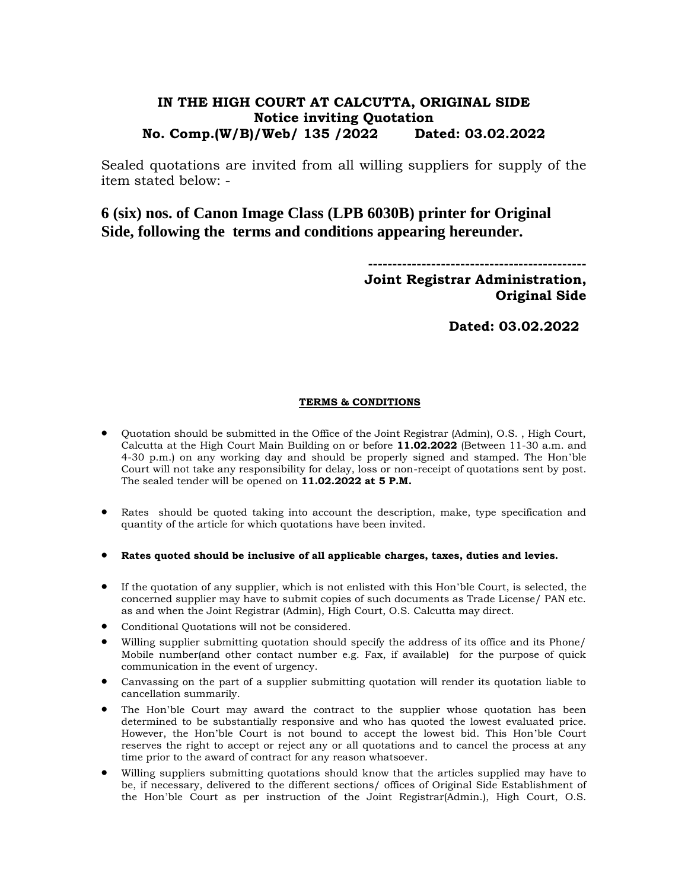**IN THE HIGH COURT AT CALCUTTA, ORIGINAL SIDE**
**Notice inviting Quotation**
**No. Comp.(W/B)/Web/ 135 /2022 Dated: 03.02.2022**

Sealed quotations are invited from all willing suppliers for supply of the item stated below: -

**6 (six) nos. of Canon Image Class (LPB 6030B) printer for Original Side, following the terms and conditions appearing hereunder.**

**---------------------------------------------**
**Joint Registrar Administration,**
**Original Side**

**Dated: 03.02.2022**

**TERMS & CONDITIONS**

- Quotation should be submitted in the Office of the Joint Registrar (Admin), O.S. , High Court, Calcutta at the High Court Main Building on or before **11.02.2022** (Between 11-30 a.m. and 4-30 p.m.) on any working day and should be properly signed and stamped. The Hon'ble Court will not take any responsibility for delay, loss or non-receipt of quotations sent by post. The sealed tender will be opened on **11.02.2022 at 5 P.M.**
- Rates should be quoted taking into account the description, make, type specification and quantity of the article for which quotations have been invited.
- **Rates quoted should be inclusive of all applicable charges, taxes, duties and levies.**
- If the quotation of any supplier, which is not enlisted with this Hon'ble Court, is selected, the concerned supplier may have to submit copies of such documents as Trade License/ PAN etc. as and when the Joint Registrar (Admin), High Court, O.S. Calcutta may direct.
- Conditional Quotations will not be considered.
- Willing supplier submitting quotation should specify the address of its office and its Phone/ Mobile number(and other contact number e.g. Fax, if available) for the purpose of quick communication in the event of urgency.
- Canvassing on the part of a supplier submitting quotation will render its quotation liable to cancellation summarily.
- The Hon'ble Court may award the contract to the supplier whose quotation has been determined to be substantially responsive and who has quoted the lowest evaluated price. However, the Hon'ble Court is not bound to accept the lowest bid. This Hon'ble Court reserves the right to accept or reject any or all quotations and to cancel the process at any time prior to the award of contract for any reason whatsoever.
- Willing suppliers submitting quotations should know that the articles supplied may have to be, if necessary, delivered to the different sections/ offices of Original Side Establishment of the Hon'ble Court as per instruction of the Joint Registrar(Admin.), High Court, O.S.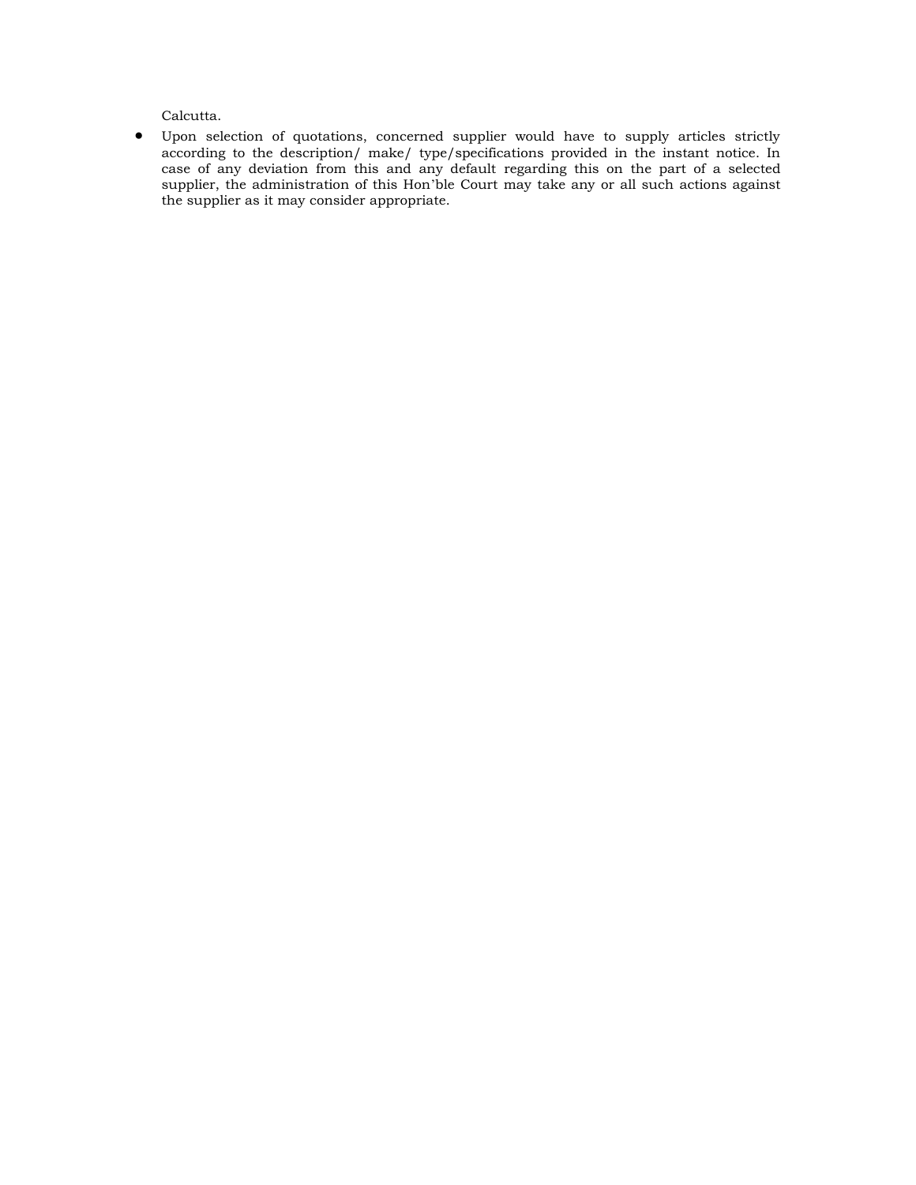Calcutta.

- Upon selection of quotations, concerned supplier would have to supply articles strictly according to the description/ make/ type/specifications provided in the instant notice. In case of any deviation from this and any default regarding this on the part of a selected supplier, the administration of this Hon'ble Court may take any or all such actions against the supplier as it may consider appropriate.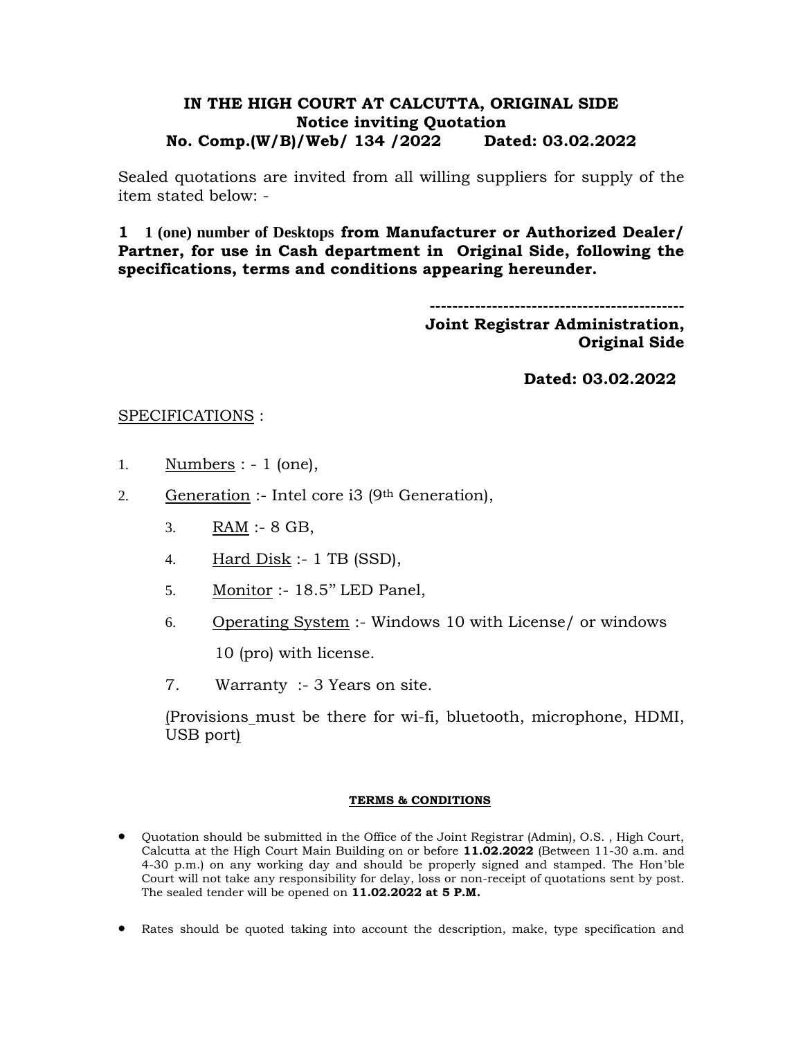**IN THE HIGH COURT AT CALCUTTA, ORIGINAL SIDE**
**Notice inviting Quotation**
**No. Comp.(W/B)/Web/ 134 /2022 Dated: 03.02.2022**

Sealed quotations are invited from all willing suppliers for supply of the item stated below: -

**1 1 (one) number of Desktops from Manufacturer or Authorized Dealer/ Partner, for use in Cash department in Original Side, following the specifications, terms and conditions appearing hereunder.**

**---------------------------------------------**
**Joint Registrar Administration,**
**Original Side**

**Dated: 03.02.2022**

SPECIFICATIONS :

1. Numbers : - 1 (one),
2. Generation :- Intel core i3 (9th Generation),
3. RAM :- 8 GB,
4. Hard Disk :- 1 TB (SSD),
5. Monitor :- 18.5" LED Panel,
6. Operating System :- Windows 10 with License/ or windows 10 (pro) with license.
7. Warranty :- 3 Years on site.

(Provisions must be there for wi-fi, bluetooth, microphone, HDMI, USB port)

**TERMS & CONDITIONS**

- Quotation should be submitted in the Office of the Joint Registrar (Admin), O.S. , High Court, Calcutta at the High Court Main Building on or before **11.02.2022** (Between 11-30 a.m. and 4-30 p.m.) on any working day and should be properly signed and stamped. The Hon'ble Court will not take any responsibility for delay, loss or non-receipt of quotations sent by post. The sealed tender will be opened on **11.02.2022 at 5 P.M.**

- Rates should be quoted taking into account the description, make, type specification and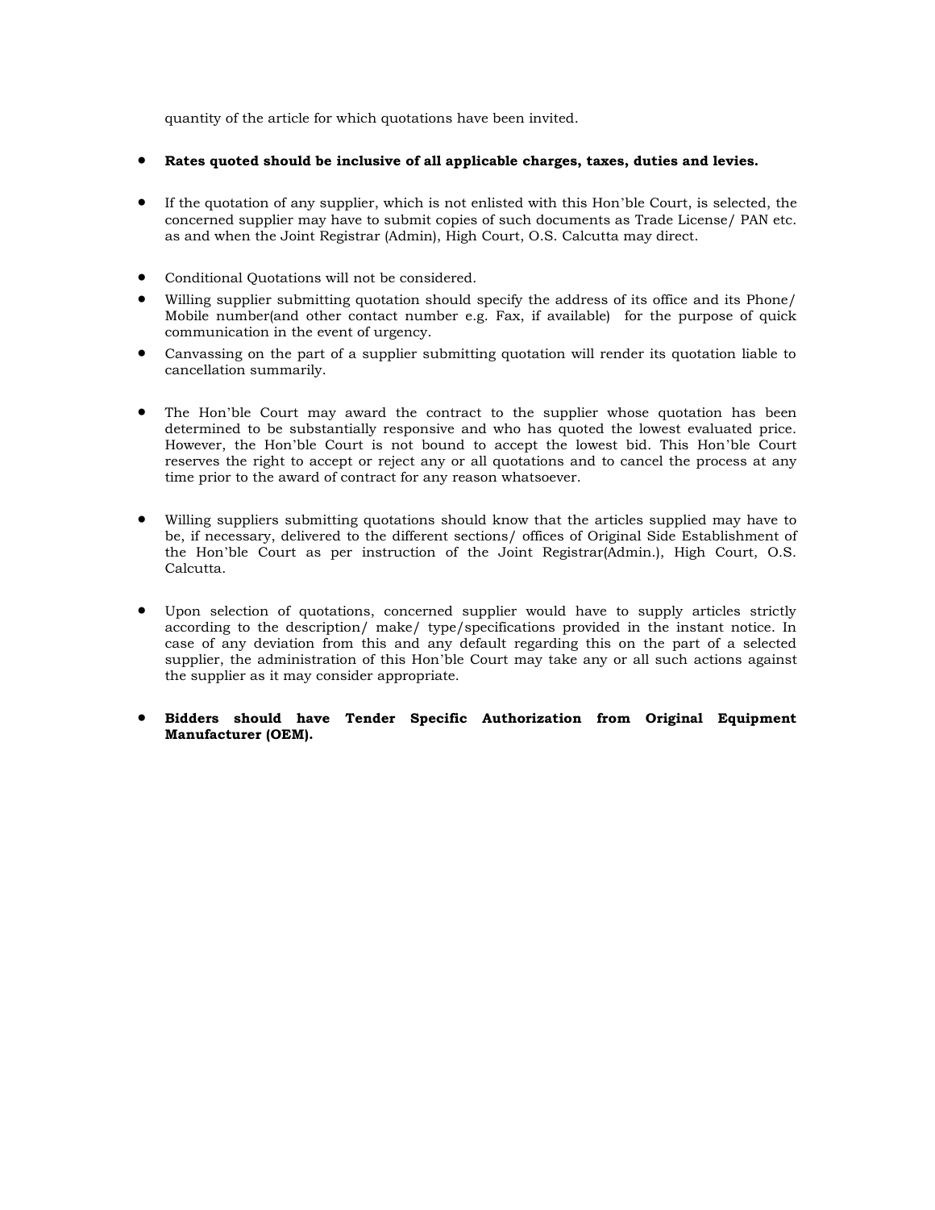quantity of the article for which quotations have been invited.

- **Rates quoted should be inclusive of all applicable charges, taxes, duties and levies.**

- If the quotation of any supplier, which is not enlisted with this Hon'ble Court, is selected, the concerned supplier may have to submit copies of such documents as Trade License/ PAN etc. as and when the Joint Registrar (Admin), High Court, O.S. Calcutta may direct.

- Conditional Quotations will not be considered.
- Willing supplier submitting quotation should specify the address of its office and its Phone/ Mobile number(and other contact number e.g. Fax, if available) for the purpose of quick communication in the event of urgency.
- Canvassing on the part of a supplier submitting quotation will render its quotation liable to cancellation summarily.

- The Hon'ble Court may award the contract to the supplier whose quotation has been determined to be substantially responsive and who has quoted the lowest evaluated price. However, the Hon'ble Court is not bound to accept the lowest bid. This Hon'ble Court reserves the right to accept or reject any or all quotations and to cancel the process at any time prior to the award of contract for any reason whatsoever.

- Willing suppliers submitting quotations should know that the articles supplied may have to be, if necessary, delivered to the different sections/ offices of Original Side Establishment of the Hon'ble Court as per instruction of the Joint Registrar(Admin.), High Court, O.S. Calcutta.

- Upon selection of quotations, concerned supplier would have to supply articles strictly according to the description/ make/ type/specifications provided in the instant notice. In case of any deviation from this and any default regarding this on the part of a selected supplier, the administration of this Hon'ble Court may take any or all such actions against the supplier as it may consider appropriate.

- **Bidders should have Tender Specific Authorization from Original Equipment Manufacturer (OEM).**